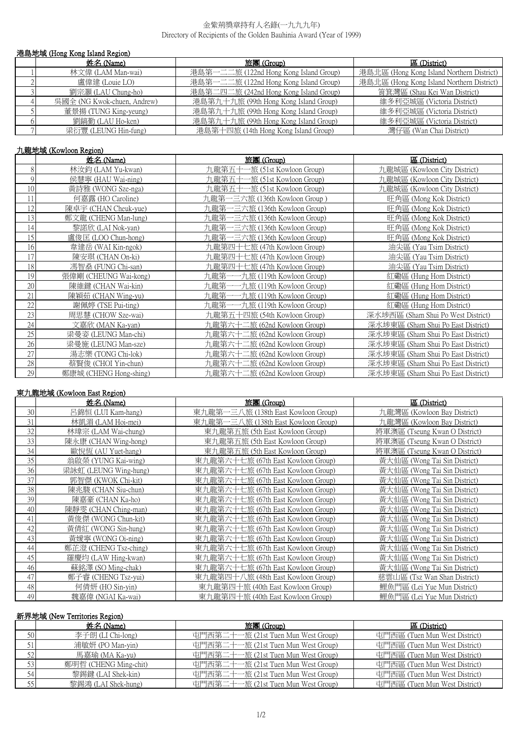金紫荊獎章持有人名錄(一九九九年)
Directory of Recipients of the Golden Bauhinia Award (Year of 1999)

## 港島地域 (Hong Kong Island Region)

| | 姓名 (Name) | 旅團 (Group) | 區 (District) |
|---|---|---|---|
| 1 | 林文偉 (LAM Man-wai) | 港島第一二二旅 (122nd Hong Kong Island Group) | 港島北區 (Hong Kong Island Northern District) |
| 2 | 盧偉建 (Louie LO) | 港島第一二二旅 (122nd Hong Kong Island Group) | 港島北區 (Hong Kong Island Northern District) |
| 3 | 劉宗灝 (LAU Chung-ho) | 港島第二四二旅 (242nd Hong Kong Island Group) | 筲箕灣區 (Shau Kei Wan District) |
| 4 | 吳國全 (NG Kwok-chuen, Andrew) | 港島第九十九旅 (99th Hong Kong Island Group) | 維多利亞城區 (Victoria District) |
| 5 | 董景揚 (TUNG King-yeung) | 港島第九十九旅 (99th Hong Kong Island Group) | 維多利亞城區 (Victoria District) |
| 6 | 劉鎬勤 (LAU Ho-ken) | 港島第九十九旅 (99th Hong Kong Island Group) | 維多利亞城區 (Victoria District) |
| 7 | 梁衍豐 (LEUNG Hin-fung) | 港島第十四旅 (14th Hong Kong Island Group) | 灣仔區 (Wan Chai District) |

## 九龍地域 (Kowloon Region)

| | 姓名 (Name) | 旅團 (Group) | 區 (District) |
|---|---|---|---|
| 8 | 林汝鈞 (LAM Yu-kwan) | 九龍第五十一旅 (51st Kowloon Group) | 九龍城區 (Kowloon City District) |
| 9 | 侯慧寧 (HAU Wai-ning) | 九龍第五十一旅 (51st Kowloon Group) | 九龍城區 (Kowloon City District) |
| 10 | 黃詩雅 (WONG Sze-nga) | 九龍第五十一旅 (51st Kowloon Group) | 九龍城區 (Kowloon City District) |
| 11 | 何嘉露 (HO Caroline) | 九龍第一三六旅 (136th Kowloon Group ) | 旺角區 (Mong Kok District) |
| 12 | 陳卓宇 (CHAN Cheuk-yue) | 九龍第一三六旅 (136th Kowloon Group) | 旺角區 (Mong Kok District) |
| 13 | 鄭文龍 (CHENG Man-lung) | 九龍第一三六旅 (136th Kowloon Group) | 旺角區 (Mong Kok District) |
| 14 | 黎諾欣 (LAI Nok-yan) | 九龍第一三六旅 (136th Kowloon Group) | 旺角區 (Mong Kok District) |
| 15 | 盧俊匡 (LOO Chun-hong) | 九龍第一三六旅 (136th Kowloon Group) | 旺角區 (Mong Kok District) |
| 16 | 韋建岳 (WAI Kin-ngok) | 九龍第四十七旅 (47th Kowloon Group) | 油尖區 (Yau Tsim District) |
| 17 | 陳安琪 (CHAN On-ki) | 九龍第四十七旅 (47th Kowloon Group) | 油尖區 (Yau Tsim District) |
| 18 | 馮智燊 (FUNG Chi-san) | 九龍第四十七旅 (47th Kowloon Group) | 油尖區 (Yau Tsim District) |
| 19 | 張偉剛 (CHEUNG Wai-kong) | 九龍第一一九旅 (119th Kowloon Group) | 紅磡區 (Hung Hom District) |
| 20 | 陳維鍵 (CHAN Wai-kin) | 九龍第一一九旅 (119th Kowloon Group) | 紅磡區 (Hung Hom District) |
| 21 | 陳穎茹 (CHAN Wing-yu) | 九龍第一一九旅 (119th Kowloon Group) | 紅磡區 (Hung Hom District) |
| 22 | 謝佩婷 (TSE Pui-ting) | 九龍第一一九旅 (119th Kowloon Group) | 紅磡區 (Hung Hom District) |
| 23 | 周思慧 (CHOW Sze-wai) | 九龍第五十四旅 (54th Kowloon Group) | 深水埗西區 (Sham Shui Po West District) |
| 24 | 文嘉欣 (MAN Ka-yan) | 九龍第六十二旅 (62nd Kowloon Group) | 深水埗東區 (Sham Shui Po East District) |
| 25 | 梁曼姿 (LEUNG Man-chi) | 九龍第六十二旅 (62nd Kowloon Group) | 深水埗東區 (Sham Shui Po East District) |
| 26 | 梁曼施 (LEUNG Man-sze) | 九龍第六十二旅 (62nd Kowloon Group) | 深水埗東區 (Sham Shui Po East District) |
| 27 | 湯志樂 (TONG Chi-lok) | 九龍第六十二旅 (62nd Kowloon Group) | 深水埗東區 (Sham Shui Po East District) |
| 28 | 蔡賢俊 (CHOI Yin-chun) | 九龍第六十二旅 (62nd Kowloon Group) | 深水埗東區 (Sham Shui Po East District) |
| 29 | 鄭康城 (CHENG Hong-shing) | 九龍第六十二旅 (62nd Kowloon Group) | 深水埗東區 (Sham Shui Po East District) |

## 東九龍地域 (Kowloon East Region)

| | 姓名 (Name) | 旅團 (Group) | 區 (District) |
|---|---|---|---|
| 30 | 呂錦恒 (LUI Kam-hang) | 東九龍第一三八旅 (138th East Kowloon Group) | 九龍灣區 (Kowloon Bay District) |
| 31 | 林凱湄 (LAM Hoi-mei) | 東九龍第一三八旅 (138th East Kowloon Group) | 九龍灣區 (Kowloon Bay District) |
| 32 | 林瑋宗 (LAM Wai-chung) | 東九龍第五旅 (5th East Kowloon Group) | 將軍澳區 (Tseung Kwan O District) |
| 33 | 陳永康 (CHAN Wing-hong) | 東九龍第五旅 (5th East Kowloon Group) | 將軍澳區 (Tseung Kwan O District) |
| 34 | 歐悅恆 (AU Yuet-hang) | 東九龍第五旅 (5th East Kowloon Group) | 將軍澳區 (Tseung Kwan O District) |
| 35 | 翁啟榮 (YUNG Kai-wing) | 東九龍第六十七旅 (67th East Kowloon Group) | 黃大仙區 (Wong Tai Sin District) |
| 36 | 梁詠虹 (LEUNG Wing-hung) | 東九龍第六十七旅 (67th East Kowloon Group) | 黃大仙區 (Wong Tai Sin District) |
| 37 | 郭智傑 (KWOK Chi-kit) | 東九龍第六十七旅 (67th East Kowloon Group) | 黃大仙區 (Wong Tai Sin District) |
| 38 | 陳兆駿 (CHAN Siu-chun) | 東九龍第六十七旅 (67th East Kowloon Group) | 黃大仙區 (Wong Tai Sin District) |
| 39 | 陳嘉豪 (CHAN Ka-ho) | 東九龍第六十七旅 (67th East Kowloon Group) | 黃大仙區 (Wong Tai Sin District) |
| 40 | 陳靜雯 (CHAN Ching-man) | 東九龍第六十七旅 (67th East Kowloon Group) | 黃大仙區 (Wong Tai Sin District) |
| 41 | 黃俊傑 (WONG Chun-kit) | 東九龍第六十七旅 (67th East Kowloon Group) | 黃大仙區 (Wong Tai Sin District) |
| 42 | 黃倩紅 (WONG Sin-hung) | 東九龍第六十七旅 (67th East Kowloon Group) | 黃大仙區 (Wong Tai Sin District) |
| 43 | 黃嬡寧 (WONG Oi-ning) | 東九龍第六十七旅 (67th East Kowloon Group) | 黃大仙區 (Wong Tai Sin District) |
| 44 | 鄭芷澄 (CHENG Tsz-ching) | 東九龍第六十七旅 (67th East Kowloon Group) | 黃大仙區 (Wong Tai Sin District) |
| 45 | 羅慶均 (LAW Hing-kwan) | 東九龍第六十七旅 (67th East Kowloon Group) | 黃大仙區 (Wong Tai Sin District) |
| 46 | 蘇銘澤 (SO Ming-chak) | 東九龍第六十七旅 (67th East Kowloon Group) | 黃大仙區 (Wong Tai Sin District) |
| 47 | 鄭子睿 (CHENG Tsz-yui) | 東九龍第四十八旅 (48th East Kowloon Group) | 慈雲山區 (Tsz Wan Shan District) |
| 48 | 何倩妍 (HO Sin-yin) | 東九龍第四十旅 (40th East Kowloon Group) | 鯉魚門區 (Lei Yue Mun District) |
| 49 | 魏嘉偉 (NGAI Ka-wai) | 東九龍第四十旅 (40th East Kowloon Group) | 鯉魚門區 (Lei Yue Mun District) |

## 新界地域 (New Territories Region)

| | 姓名 (Name) | 旅團 (Group) | 區 (District) |
|---|---|---|---|
| 50 | 李子朗 (LI Chi-long) | 屯門西第二十一旅 (21st Tuen Mun West Group) | 屯門西區 (Tuen Mun West District) |
| 51 | 浦敏妍 (PO Man-yin) | 屯門西第二十一旅 (21st Tuen Mun West Group) | 屯門西區 (Tuen Mun West District) |
| 52 | 馬嘉瑜 (MA Ka-yu) | 屯門西第二十一旅 (21st Tuen Mun West Group) | 屯門西區 (Tuen Mun West District) |
| 53 | 鄭明哲 (CHENG Ming-chit) | 屯門西第二十一旅 (21st Tuen Mun West Group) | 屯門西區 (Tuen Mun West District) |
| 54 | 黎錫鍵 (LAI Shek-kin) | 屯門西第二十一旅 (21st Tuen Mun West Group) | 屯門西區 (Tuen Mun West District) |
| 55 | 黎錫鴻 (LAI Shek-hung) | 屯門西第二十一旅 (21st Tuen Mun West Group) | 屯門西區 (Tuen Mun West District) |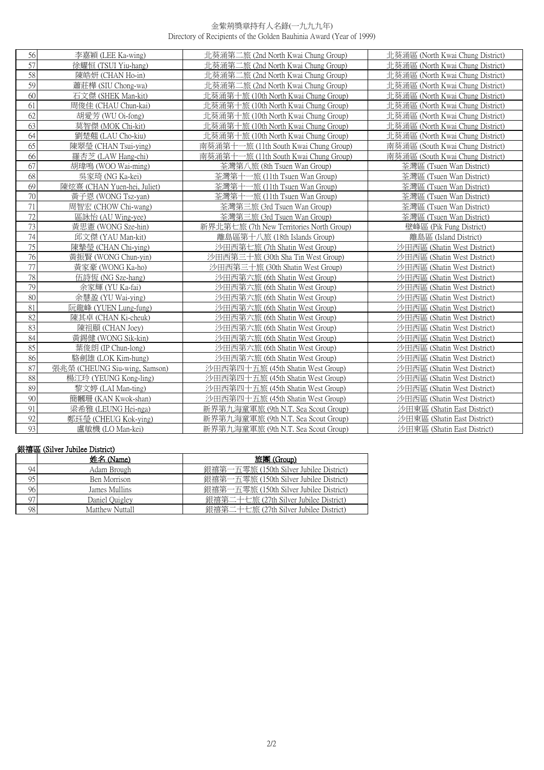金紫荊獎章持有人名錄(一九九九年)
Directory of Recipients of the Golden Bauhinia Award (Year of 1999)

| | | | |
|---|---|---|---|
| 56 | 李嘉穎 (LEE Ka-wing) | 北葵涌第二旅 (2nd North Kwai Chung Group) | 北葵涌區 (North Kwai Chung District) |
| 57 | 徐耀恒 (TSUI Yiu-hang) | 北葵涌第二旅 (2nd North Kwai Chung Group) | 北葵涌區 (North Kwai Chung District) |
| 58 | 陳皓妍 (CHAN Ho-in) | 北葵涌第二旅 (2nd North Kwai Chung Group) | 北葵涌區 (North Kwai Chung District) |
| 59 | 蕭莊樺 (SIU Chong-wa) | 北葵涌第二旅 (2nd North Kwai Chung Group) | 北葵涌區 (North Kwai Chung District) |
| 60 | 石文傑 (SHEK Man-kit) | 北葵涌第十旅 (10th North Kwai Chung Group) | 北葵涌區 (North Kwai Chung District) |
| 61 | 周俊佳 (CHAU Chun-kai) | 北葵涌第十旅 (10th North Kwai Chung Group) | 北葵涌區 (North Kwai Chung District) |
| 62 | 胡愛芳 (WU Oi-fong) | 北葵涌第十旅 (10th North Kwai Chung Group) | 北葵涌區 (North Kwai Chung District) |
| 63 | 莫智傑 (MOK Chi-kit) | 北葵涌第十旅 (10th North Kwai Chung Group) | 北葵涌區 (North Kwai Chung District) |
| 64 | 劉楚翹 (LAU Cho-kiu) | 北葵涌第十旅 (10th North Kwai Chung Group) | 北葵涌區 (North Kwai Chung District) |
| 65 | 陳翠瑩 (CHAN Tsui-ying) | 南葵涌第十一旅 (11th South Kwai Chung Group) | 南葵涌區 (South Kwai Chung District) |
| 66 | 羅杏芝 (LAW Hang-chi) | 南葵涌第十一旅 (11th South Kwai Chung Group) | 南葵涌區 (South Kwai Chung District) |
| 67 | 胡瑋鳴 (WOO Wai-ming) | 荃灣第八旅 (8th Tsuen Wan Group) | 荃灣區 (Tsuen Wan District) |
| 68 | 吳家琦 (NG Ka-kei) | 荃灣第十一旅 (11th Tsuen Wan Group) | 荃灣區 (Tsuen Wan District) |
| 69 | 陳炫熹 (CHAN Yuen-hei, Juliet) | 荃灣第十一旅 (11th Tsuen Wan Group) | 荃灣區 (Tsuen Wan District) |
| 70 | 黃子恩 (WONG Tsz-yan) | 荃灣第十一旅 (11th Tsuen Wan Group) | 荃灣區 (Tsuen Wan District) |
| 71 | 周智宏 (CHOW Chi-wang) | 荃灣第三旅 (3rd Tsuen Wan Group) | 荃灣區 (Tsuen Wan District) |
| 72 | 區詠怡 (AU Wing-yee) | 荃灣第三旅 (3rd Tsuen Wan Group) | 荃灣區 (Tsuen Wan District) |
| 73 | 黃思憲 (WONG Sze-hin) | 新界北第七旅 (7th New Territories North Group) | 璧峰區 (Pik Fung District) |
| 74 | 邱文傑 (YAU Man-kit) | 離島區第十八旅 (18th Islands Group) | 離島區 (Island District) |
| 75 | 陳摯瑩 (CHAN Chi-ying) | 沙田西第七旅 (7th Shatin West Group) | 沙田西區 (Shatin West District) |
| 76 | 黃振賢 (WONG Chun-yin) | 沙田西第三十旅 (30th Sha Tin West Group) | 沙田西區 (Shatin West District) |
| 77 | 黃家豪 (WONG Ka-ho) | 沙田西第三十旅 (30th Shatin West Group) | 沙田西區 (Shatin West District) |
| 78 | 伍詩恆 (NG Sze-hang) | 沙田西第六旅 (6th Shatin West Group) | 沙田西區 (Shatin West District) |
| 79 | 余家輝 (YU Ka-fai) | 沙田西第六旅 (6th Shatin West Group) | 沙田西區 (Shatin West District) |
| 80 | 余慧盈 (YU Wai-ying) | 沙田西第六旅 (6th Shatin West Group) | 沙田西區 (Shatin West District) |
| 81 | 阮龍峰 (YUEN Lung-fung) | 沙田西第六旅 (6th Shatin West Group) | 沙田西區 (Shatin West District) |
| 82 | 陳其卓 (CHAN Ki-cheuk) | 沙田西第六旅 (6th Shatin West Group) | 沙田西區 (Shatin West District) |
| 83 | 陳祖頤 (CHAN Joey) | 沙田西第六旅 (6th Shatin West Group) | 沙田西區 (Shatin West District) |
| 84 | 黃錫健 (WONG Sik-kin) | 沙田西第六旅 (6th Shatin West Group) | 沙田西區 (Shatin West District) |
| 85 | 葉俊朗 (IP Chun-long) | 沙田西第六旅 (6th Shatin West Group) | 沙田西區 (Shatin West District) |
| 86 | 駱劍雄 (LOK Kim-hung) | 沙田西第六旅 (6th Shatin West Group) | 沙田西區 (Shatin West District) |
| 87 | 張兆榮 (CHEUNG Siu-wing, Samson) | 沙田西第四十五旅 (45th Shatin West Group) | 沙田西區 (Shatin West District) |
| 88 | 楊江玲 (YEUNG Kong-ling) | 沙田西第四十五旅 (45th Shatin West Group) | 沙田西區 (Shatin West District) |
| 89 | 黎文婷 (LAI Man-ting) | 沙田西第四十五旅 (45th Shatin West Group) | 沙田西區 (Shatin West District) |
| 90 | 簡幗珊 (KAN Kwok-shan) | 沙田西第四十五旅 (45th Shatin West Group) | 沙田西區 (Shatin West District) |
| 91 | 梁希雅 (LEUNG Hei-nga) | 新界第九海童軍旅 (9th N.T. Sea Scout Group) | 沙田東區 (Shatin East District) |
| 92 | 鄭珏瑩 (CHEUG Kok-ying) | 新界第九海童軍旅 (9th N.T. Sea Scout Group) | 沙田東區 (Shatin East District) |
| 93 | 盧敏機 (LO Man-kei) | 新界第九海童軍旅 (9th N.T. Sea Scout Group) | 沙田東區 (Shatin East District) |

**銀禧區 (Silver Jubilee District)**

| | 姓名 (Name) | 旅團 (Group) |
|---|---|---|
| 94 | Adam Brough | 銀禧第一五零旅 (150th Silver Jubilee District) |
| 95 | Ben Morrison | 銀禧第一五零旅 (150th Silver Jubilee District) |
| 96 | James Mullins | 銀禧第一五零旅 (150th Silver Jubilee District) |
| 97 | Daniel Quigley | 銀禧第二十七旅 (27th Silver Jubilee District) |
| 98 | Matthew Nuttall | 銀禧第二十七旅 (27th Silver Jubilee District) |